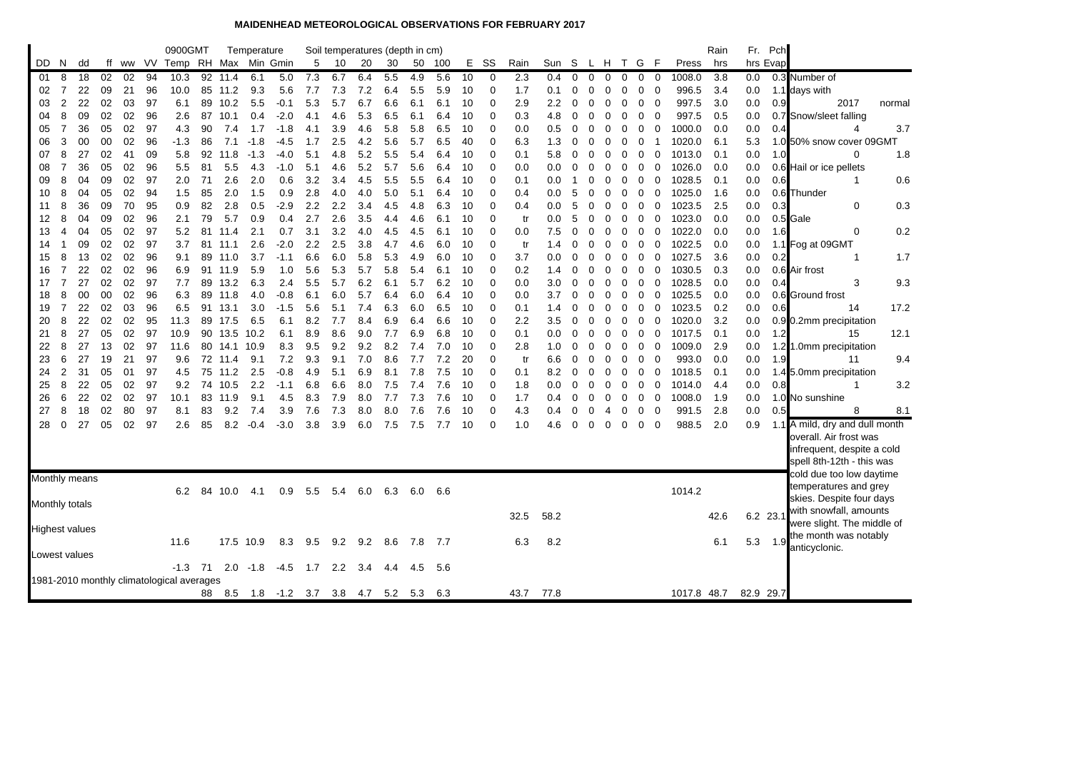# MAIDENHEAD METEOROLOGICAL OBSERVATIONS FOR FEBRUARY 2017

| DD | N | dd | ff | ww | VV | 0900GMT Temp | RH | Temperature Max | Min | Gmin | Soil temperatures (depth in cm) 5 | 10 | 20 | 30 | 50 | 100 | E | SS | Rain | Sun | S | L | H | T | G | F | Press | Rain hrs | Fr. hrs | Pch Evap |
|---|---|---|---|---|---|---|---|---|---|---|---|---|---|---|---|---|---|---|---|---|---|---|---|---|---|---|---|---|---|---|
| 01 | 8 | 18 | 02 | 02 | 94 | 10.3 | 92 | 11.4 | 6.1 | 5.0 | 7.3 | 6.7 | 6.4 | 5.5 | 4.9 | 5.6 | 10 | 0 | 2.3 | 0.4 | 0 | 0 | 0 | 0 | 0 | 0 | 1008.0 | 3.8 | 0.0 | 0.3 |
| 02 | 7 | 22 | 09 | 21 | 96 | 10.0 | 85 | 11.2 | 9.3 | 5.6 | 7.7 | 7.3 | 7.2 | 6.4 | 5.5 | 5.9 | 10 | 0 | 1.7 | 0.1 | 0 | 0 | 0 | 0 | 0 | 0 | 996.5 | 3.4 | 0.0 | 1.1 |
| 03 | 2 | 22 | 02 | 03 | 97 | 6.1 | 89 | 10.2 | 5.5 | -0.1 | 5.3 | 5.7 | 6.7 | 6.6 | 6.1 | 6.1 | 10 | 0 | 2.9 | 2.2 | 0 | 0 | 0 | 0 | 0 | 0 | 997.5 | 3.0 | 0.0 | 0.9 |
| 04 | 8 | 09 | 02 | 02 | 96 | 2.6 | 87 | 10.1 | 0.4 | -2.0 | 4.1 | 4.6 | 5.3 | 6.5 | 6.1 | 6.4 | 10 | 0 | 0.3 | 4.8 | 0 | 0 | 0 | 0 | 0 | 0 | 997.5 | 0.5 | 0.0 | 0.7 |
| 05 | 7 | 36 | 05 | 02 | 97 | 4.3 | 90 | 7.4 | 1.7 | -1.8 | 4.1 | 3.9 | 4.6 | 5.8 | 5.8 | 6.5 | 10 | 0 | 0.0 | 0.5 | 0 | 0 | 0 | 0 | 0 | 0 | 1000.0 | 0.0 | 0.0 | 0.4 |
| 06 | 3 | 00 | 00 | 02 | 96 | -1.3 | 86 | 7.1 | -1.8 | -4.5 | 1.7 | 2.5 | 4.2 | 5.6 | 5.7 | 6.5 | 40 | 0 | 6.3 | 1.3 | 0 | 0 | 0 | 0 | 0 | 1 | 1020.0 | 6.1 | 5.3 | 1.0 |
| 07 | 8 | 27 | 02 | 41 | 09 | 5.8 | 92 | 11.8 | -1.3 | -4.0 | 5.1 | 4.8 | 5.2 | 5.5 | 5.4 | 6.4 | 10 | 0 | 0.1 | 5.8 | 0 | 0 | 0 | 0 | 0 | 0 | 1013.0 | 0.1 | 0.0 | 1.0 |
| 08 | 7 | 36 | 05 | 02 | 96 | 5.5 | 81 | 5.5 | 4.3 | -1.0 | 5.1 | 4.6 | 5.2 | 5.7 | 5.6 | 6.4 | 10 | 0 | 0.0 | 0.0 | 0 | 0 | 0 | 0 | 0 | 0 | 1026.0 | 0.0 | 0.0 | 0.6 |
| 09 | 8 | 04 | 09 | 02 | 97 | 2.0 | 71 | 2.6 | 2.0 | 0.6 | 3.2 | 3.4 | 4.5 | 5.5 | 5.5 | 6.4 | 10 | 0 | 0.1 | 0.0 | 1 | 0 | 0 | 0 | 0 | 0 | 1028.5 | 0.1 | 0.0 | 0.6 |
| 10 | 8 | 04 | 05 | 02 | 94 | 1.5 | 85 | 2.0 | 1.5 | 0.9 | 2.8 | 4.0 | 4.0 | 5.0 | 5.1 | 6.4 | 10 | 0 | 0.4 | 0.0 | 5 | 0 | 0 | 0 | 0 | 0 | 1025.0 | 1.6 | 0.0 | 0.6 |
| 11 | 8 | 36 | 09 | 70 | 95 | 0.9 | 82 | 2.8 | 0.5 | -2.9 | 2.2 | 2.2 | 3.4 | 4.5 | 4.8 | 6.3 | 10 | 0 | 0.4 | 0.0 | 5 | 0 | 0 | 0 | 0 | 0 | 1023.5 | 2.5 | 0.0 | 0.3 |
| 12 | 8 | 04 | 09 | 02 | 96 | 2.1 | 79 | 5.7 | 0.9 | 0.4 | 2.7 | 2.6 | 3.5 | 4.4 | 4.6 | 6.1 | 10 | 0 | tr | 0.0 | 5 | 0 | 0 | 0 | 0 | 0 | 1023.0 | 0.0 | 0.0 | 0.5 |
| 13 | 4 | 04 | 05 | 02 | 97 | 5.2 | 81 | 11.4 | 2.1 | 0.7 | 3.1 | 3.2 | 4.0 | 4.5 | 4.5 | 6.1 | 10 | 0 | 0.0 | 7.5 | 0 | 0 | 0 | 0 | 0 | 0 | 1022.0 | 0.0 | 0.0 | 1.6 |
| 14 | 1 | 09 | 02 | 02 | 97 | 3.7 | 81 | 11.1 | 2.6 | -2.0 | 2.2 | 2.5 | 3.8 | 4.7 | 4.6 | 6.0 | 10 | 0 | tr | 1.4 | 0 | 0 | 0 | 0 | 0 | 0 | 1022.5 | 0.0 | 0.0 | 1.1 |
| 15 | 8 | 13 | 02 | 02 | 96 | 9.1 | 89 | 11.0 | 3.7 | -1.1 | 6.6 | 6.0 | 5.8 | 5.3 | 4.9 | 6.0 | 10 | 0 | 3.7 | 0.0 | 0 | 0 | 0 | 0 | 0 | 0 | 1027.5 | 3.6 | 0.0 | 0.2 |
| 16 | 7 | 22 | 02 | 02 | 96 | 6.9 | 91 | 11.9 | 5.9 | 1.0 | 5.6 | 5.3 | 5.7 | 5.8 | 5.4 | 6.1 | 10 | 0 | 0.2 | 1.4 | 0 | 0 | 0 | 0 | 0 | 0 | 1030.5 | 0.3 | 0.0 | 0.6 |
| 17 | 7 | 27 | 02 | 02 | 97 | 7.7 | 89 | 13.2 | 6.3 | 2.4 | 5.5 | 5.7 | 6.2 | 6.1 | 5.7 | 6.2 | 10 | 0 | 0.0 | 3.0 | 0 | 0 | 0 | 0 | 0 | 0 | 1028.5 | 0.0 | 0.0 | 0.4 |
| 18 | 8 | 00 | 00 | 02 | 96 | 6.3 | 89 | 11.8 | 4.0 | -0.8 | 6.1 | 6.0 | 5.7 | 6.4 | 6.0 | 6.4 | 10 | 0 | 0.0 | 3.7 | 0 | 0 | 0 | 0 | 0 | 0 | 1025.5 | 0.0 | 0.0 | 0.6 |
| 19 | 7 | 22 | 02 | 03 | 96 | 6.5 | 91 | 13.1 | 3.0 | -1.5 | 5.6 | 5.1 | 7.4 | 6.3 | 6.0 | 6.5 | 10 | 0 | 0.1 | 1.4 | 0 | 0 | 0 | 0 | 0 | 0 | 1023.5 | 0.2 | 0.0 | 0.6 |
| 20 | 8 | 22 | 02 | 02 | 95 | 11.3 | 89 | 17.5 | 6.5 | 6.1 | 8.2 | 7.7 | 8.4 | 6.9 | 6.4 | 6.6 | 10 | 0 | 2.2 | 3.5 | 0 | 0 | 0 | 0 | 0 | 0 | 1020.0 | 3.2 | 0.0 | 0.9 |
| 21 | 8 | 27 | 05 | 02 | 97 | 10.9 | 90 | 13.5 | 10.2 | 6.1 | 8.9 | 8.6 | 9.0 | 7.7 | 6.9 | 6.8 | 10 | 0 | 0.1 | 0.0 | 0 | 0 | 0 | 0 | 0 | 0 | 1017.5 | 0.1 | 0.0 | 1.2 |
| 22 | 8 | 27 | 13 | 02 | 97 | 11.6 | 80 | 14.1 | 10.9 | 8.3 | 9.5 | 9.2 | 9.2 | 8.2 | 7.4 | 7.0 | 10 | 0 | 2.8 | 1.0 | 0 | 0 | 0 | 0 | 0 | 0 | 1009.0 | 2.9 | 0.0 | 1.2 |
| 23 | 6 | 27 | 19 | 21 | 97 | 9.6 | 72 | 11.4 | 9.1 | 7.2 | 9.3 | 9.1 | 7.0 | 8.6 | 7.7 | 7.2 | 20 | 0 | tr | 6.6 | 0 | 0 | 0 | 0 | 0 | 0 | 993.0 | 0.0 | 0.0 | 1.9 |
| 24 | 2 | 31 | 05 | 01 | 97 | 4.5 | 75 | 11.2 | 2.5 | -0.8 | 4.9 | 5.1 | 6.9 | 8.1 | 7.8 | 7.5 | 10 | 0 | 0.1 | 8.2 | 0 | 0 | 0 | 0 | 0 | 0 | 1018.5 | 0.1 | 0.0 | 1.4 |
| 25 | 8 | 22 | 05 | 02 | 97 | 9.2 | 74 | 10.5 | 2.2 | -1.1 | 6.8 | 6.6 | 8.0 | 7.5 | 7.4 | 7.6 | 10 | 0 | 1.8 | 0.0 | 0 | 0 | 0 | 0 | 0 | 0 | 1014.0 | 4.4 | 0.0 | 0.8 |
| 26 | 6 | 22 | 02 | 02 | 97 | 10.1 | 83 | 11.9 | 9.1 | 4.5 | 8.3 | 7.9 | 8.0 | 7.7 | 7.3 | 7.6 | 10 | 0 | 1.7 | 0.4 | 0 | 0 | 0 | 0 | 0 | 0 | 1008.0 | 1.9 | 0.0 | 1.0 |
| 27 | 8 | 18 | 02 | 80 | 97 | 8.1 | 83 | 9.2 | 7.4 | 3.9 | 7.6 | 7.3 | 8.0 | 8.0 | 7.6 | 7.6 | 10 | 0 | 4.3 | 0.4 | 0 | 0 | 4 | 0 | 0 | 0 | 991.5 | 2.8 | 0.0 | 0.5 |
| 28 | 0 | 27 | 05 | 02 | 97 | 2.6 | 85 | 8.2 | -0.4 | -3.0 | 3.8 | 3.9 | 6.0 | 7.5 | 7.5 | 7.7 | 10 | 0 | 1.0 | 4.6 | 0 | 0 | 0 | 0 | 0 | 0 | 988.5 | 2.0 | 0.9 | 1.1 |
| Monthly means | | | | | | 6.2 | 84 | 10.0 | 4.1 | 0.9 | 5.5 | 5.4 | 6.0 | 6.3 | 6.0 | 6.6 | | | | | | | | | | | 1014.2 | | | |
| Monthly totals | | | | | | | | | | | | | | | | | | | 32.5 | 58.2 | | | | | | | | 42.6 | 6.2 | 23.1 |
| Highest values | | | | | | 11.6 | | 17.5 | 10.9 | 8.3 | 9.5 | 9.2 | 9.2 | 8.6 | 7.8 | 7.7 | | | 6.3 | 8.2 | | | | | | | | 6.1 | 5.3 | 1.9 |
| Lowest values | | | | | | -1.3 | 71 | 2.0 | -1.8 | -4.5 | 1.7 | 2.2 | 3.4 | 4.4 | 4.5 | 5.6 | | | | | | | | | | | | | | |
| 1981-2010 monthly climatological averages | | | | | | | 88 | 8.5 | 1.8 | -1.2 | 3.7 | 3.8 | 4.7 | 5.2 | 5.3 | 6.3 | | | 43.7 | 77.8 | | | | | | | 1017.8 | 48.7 | 82.9 | 29.7 |

| Number of days with | 2017 | normal |
|---|---|---|
| Snow/sleet falling | 4 | 3.7 |
| 50% snow cover 09GMT | 0 | 1.8 |
| Hail or ice pellets | 1 | 0.6 |
| Thunder | 0 | 0.3 |
| Gale | 0 | 0.2 |
| Fog at 09GMT | 1 | 1.7 |
| Air frost | 3 | 9.3 |
| Ground frost | 14 | 17.2 |
| 0.2mm precipitation | 15 | 12.1 |
| 1.0mm precipitation | 11 | 9.4 |
| 5.0mm precipitation | 1 | 3.2 |
| No sunshine | 8 | 8.1 |

A mild, dry and dull month overall. Air frost was infrequent, despite a cold spell 8th-12th - this was cold due too low daytime temperatures and grey skies. Despite four days with snowfall, amounts were slight. The middle of the month was notably anticyclonic.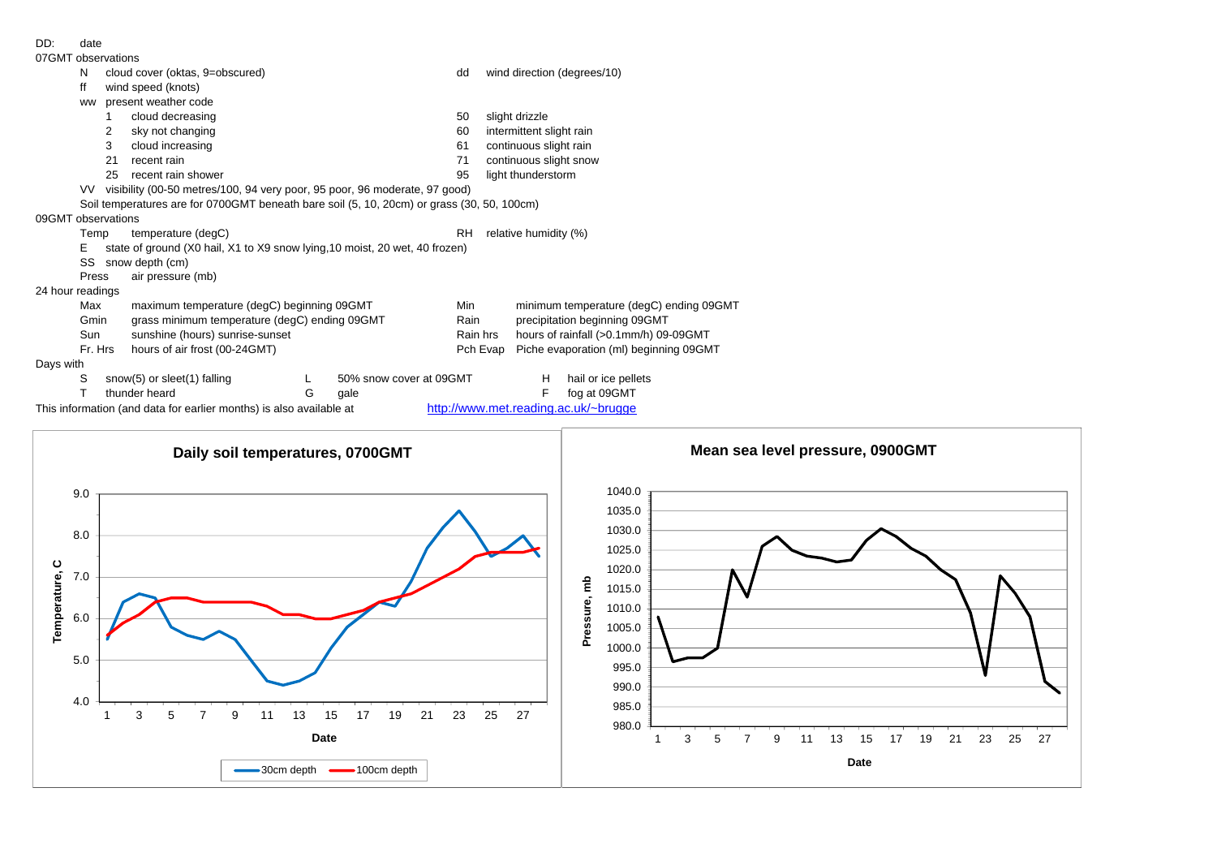DD: date

07GMT observations

| | | | |
|---|---|---|---|
| N | cloud cover (oktas, 9=obscured) | dd | wind direction (degrees/10) |
| ff | wind speed (knots) | | |
| ww | present weather code | | |

| | | | |
|---|---|---|---|
| 1 | cloud decreasing | 50 | slight drizzle |
| 2 | sky not changing | 60 | intermittent slight rain |
| 3 | cloud increasing | 61 | continuous slight rain |
| 21 | recent rain | 71 | continuous slight snow |
| 25 | recent rain shower | 95 | light thunderstorm |

VV visibility (00-50 metres/100, 94 very poor, 95 poor, 96 moderate, 97 good)

Soil temperatures are for 0700GMT beneath bare soil (5, 10, 20cm) or grass (30, 50, 100cm)

09GMT observations

| | | | |
|---|---|---|---|
| Temp | temperature (degC) | RH | relative humidity (%) |
| E | state of ground (X0 hail, X1 to X9 snow lying,10 moist, 20 wet, 40 frozen) | | |
| SS | snow depth (cm) | | |
| Press | air pressure (mb) | | |

24 hour readings

| | | | |
|---|---|---|---|
| Max | maximum temperature (degC) beginning 09GMT | Min | minimum temperature (degC) ending 09GMT |
| Gmin | grass minimum temperature (degC) ending 09GMT | Rain | precipitation beginning 09GMT |
| Sun | sunshine (hours) sunrise-sunset | Rain hrs | hours of rainfall (>0.1mm/h) 09-09GMT |
| Fr. Hrs | hours of air frost (00-24GMT) | Pch Evap | Piche evaporation (ml) beginning 09GMT |

Days with

| | | | | | |
|---|---|---|---|---|---|
| S | snow(5) or sleet(1) falling | L | 50% snow cover at 09GMT | H | hail or ice pellets |
| T | thunder heard | G | gale | F | fog at 09GMT |

This information (and data for earlier months) is also available at http://www.met.reading.ac.uk/~brugge

**Daily soil temperatures, 0700GMT**

**Mean sea level pressure, 0900GMT**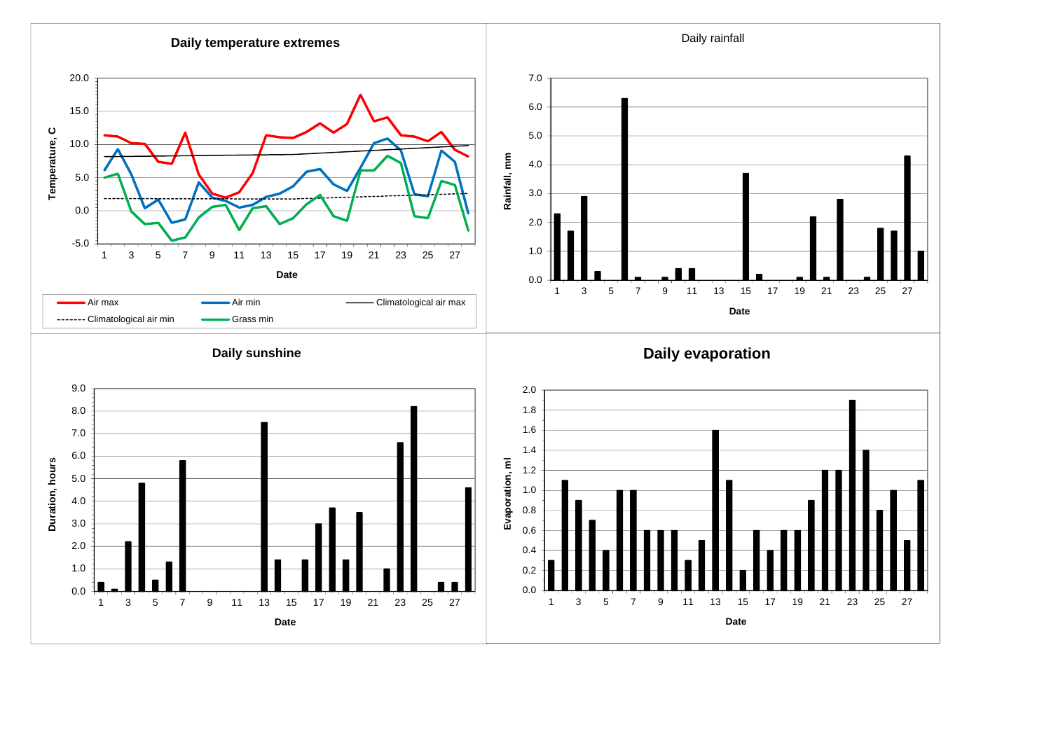**Daily temperature extremes**

Temperature, C

20.0
15.0
10.0
5.0
0.0
-5.0

1 3 5 7 9 11 13 15 17 19 21 23 25 27

Date

Air max
Air min
Climatological air max
Climatological air min
Grass min

Daily rainfall

Rainfall, mm

7.0
6.0
5.0
4.0
3.0
2.0
1.0
0.0

1 3 5 7 9 11 13 15 17 19 21 23 25 27

Date

**Daily sunshine**

Duration, hours

9.0
8.0
7.0
6.0
5.0
4.0
3.0
2.0
1.0
0.0

1 3 5 7 9 11 13 15 17 19 21 23 25 27

Date

**Daily evaporation**

Evaporation, ml

2.0
1.8
1.6
1.4
1.2
1.0
0.8
0.6
0.4
0.2
0.0

1 3 5 7 9 11 13 15 17 19 21 23 25 27

Date